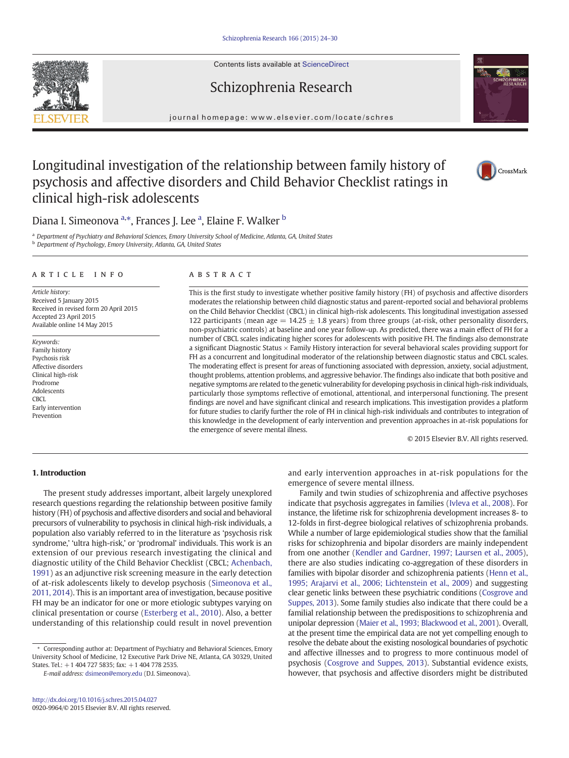# Longitudinal investigation of the relationship between family history of psychosis and affective disorders and Child Behavior Checklist ratings in clinical high-risk adolescents

Diana I. Simeonova [a,*], Frances J. Lee [a], Elaine F. Walker [b]

[a] Department of Psychiatry and Behavioral Sciences, Emory University School of Medicine, Atlanta, GA, United States
[b] Department of Psychology, Emory University, Atlanta, GA, United States

## ARTICLE INFO

*Article history:*
Received 5 January 2015
Received in revised form 20 April 2015
Accepted 23 April 2015
Available online 14 May 2015

*Keywords:*
Family history
Psychosis risk
Affective disorders
Clinical high-risk
Prodrome
Adolescents
CBCL
Early intervention
Prevention

## ABSTRACT

This is the first study to investigate whether positive family history (FH) of psychosis and affective disorders moderates the relationship between child diagnostic status and parent-reported social and behavioral problems on the Child Behavior Checklist (CBCL) in clinical high-risk adolescents. This longitudinal investigation assessed 122 participants (mean age = 14.25 ± 1.8 years) from three groups (at-risk, other personality disorders, non-psychiatric controls) at baseline and one year follow-up. As predicted, there was a main effect of FH for a number of CBCL scales indicating higher scores for adolescents with positive FH. The findings also demonstrate a significant Diagnostic Status × Family History interaction for several behavioral scales providing support for FH as a concurrent and longitudinal moderator of the relationship between diagnostic status and CBCL scales. The moderating effect is present for areas of functioning associated with depression, anxiety, social adjustment, thought problems, attention problems, and aggressive behavior. The findings also indicate that both positive and negative symptoms are related to the genetic vulnerability for developing psychosis in clinical high-risk individuals, particularly those symptoms reflective of emotional, attentional, and interpersonal functioning. The present findings are novel and have significant clinical and research implications. This investigation provides a platform for future studies to clarify further the role of FH in clinical high-risk individuals and contributes to integration of this knowledge in the development of early intervention and prevention approaches in at-risk populations for the emergence of severe mental illness.

© 2015 Elsevier B.V. All rights reserved.

## 1. Introduction

The present study addresses important, albeit largely unexplored research questions regarding the relationship between positive family history (FH) of psychosis and affective disorders and social and behavioral precursors of vulnerability to psychosis in clinical high-risk individuals, a population also variably referred to in the literature as 'psychosis risk syndrome,' 'ultra high-risk,' or 'prodromal' individuals. This work is an extension of our previous research investigating the clinical and diagnostic utility of the Child Behavior Checklist (CBCL; Achenbach, 1991) as an adjunctive risk screening measure in the early detection of at-risk adolescents likely to develop psychosis (Simeonova et al., 2011, 2014). This is an important area of investigation, because positive FH may be an indicator for one or more etiologic subtypes varying on clinical presentation or course (Esterberg et al., 2010). Also, a better understanding of this relationship could result in novel prevention and early intervention approaches in at-risk populations for the emergence of severe mental illness.

Family and twin studies of schizophrenia and affective psychoses indicate that psychosis aggregates in families (Ivleva et al., 2008). For instance, the lifetime risk for schizophrenia development increases 8- to 12-folds in first-degree biological relatives of schizophrenia probands. While a number of large epidemiological studies show that the familial risks for schizophrenia and bipolar disorders are mainly independent from one another (Kendler and Gardner, 1997; Laursen et al., 2005), there are also studies indicating co-aggregation of these disorders in families with bipolar disorder and schizophrenia patients (Henn et al., 1995; Arajarvi et al., 2006; Lichtenstein et al., 2009) and suggesting clear genetic links between these psychiatric conditions (Cosgrove and Suppes, 2013). Some family studies also indicate that there could be a familial relationship between the predispositions to schizophrenia and unipolar depression (Maier et al., 1993; Blackwood et al., 2001). Overall, at the present time the empirical data are not yet compelling enough to resolve the debate about the existing nosological boundaries of psychotic and affective illnesses and to progress to more continuous model of psychosis (Cosgrove and Suppes, 2013). Substantial evidence exists, however, that psychosis and affective disorders might be distributed

* Corresponding author at: Department of Psychiatry and Behavioral Sciences, Emory University School of Medicine, 12 Executive Park Drive NE, Atlanta, GA 30329, United States. Tel.: +1 404 727 5835; fax: +1 404 778 2535.
*E-mail address:* dsimeon@emory.edu (D.I. Simeonova).

http://dx.doi.org/10.1016/j.schres.2015.04.027
0920-9964/© 2015 Elsevier B.V. All rights reserved.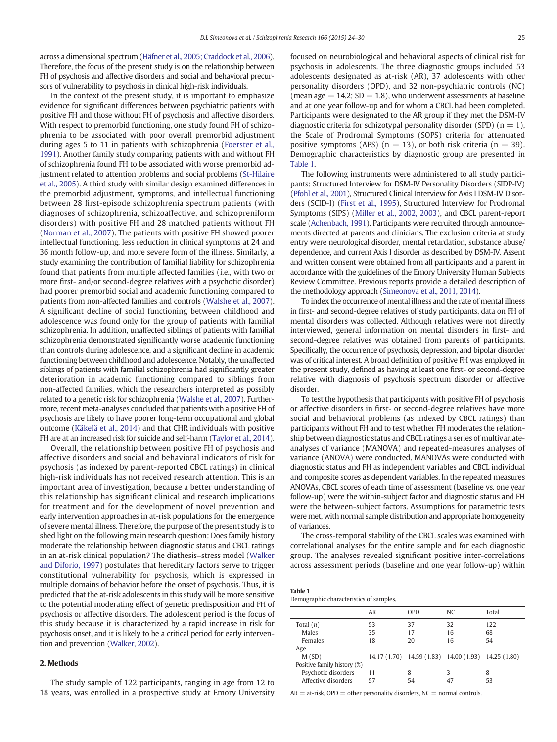across a dimensional spectrum (Häfner et al., 2005; Craddock et al., 2006). Therefore, the focus of the present study is on the relationship between FH of psychosis and affective disorders and social and behavioral precursors of vulnerability to psychosis in clinical high-risk individuals.

In the context of the present study, it is important to emphasize evidence for significant differences between psychiatric patients with positive FH and those without FH of psychosis and affective disorders. With respect to premorbid functioning, one study found FH of schizophrenia to be associated with poor overall premorbid adjustment during ages 5 to 11 in patients with schizophrenia (Foerster et al., 1991). Another family study comparing patients with and without FH of schizophrenia found FH to be associated with worse premorbid adjustment related to attention problems and social problems (St-Hilaire et al., 2005). A third study with similar design examined differences in the premorbid adjustment, symptoms, and intellectual functioning between 28 first-episode schizophrenia spectrum patients (with diagnoses of schizophrenia, schizoaffective, and schizopreniform disorders) with positive FH and 28 matched patients without FH (Norman et al., 2007). The patients with positive FH showed poorer intellectual functioning, less reduction in clinical symptoms at 24 and 36 month follow-up, and more severe form of the illness. Similarly, a study examining the contribution of familial liability for schizophrenia found that patients from multiple affected families (i.e., with two or more first- and/or second-degree relatives with a psychotic disorder) had poorer premorbid social and academic functioning compared to patients from non-affected families and controls (Walshe et al., 2007). A significant decline of social functioning between childhood and adolescence was found only for the group of patients with familial schizophrenia. In addition, unaffected siblings of patients with familial schizophrenia demonstrated significantly worse academic functioning than controls during adolescence, and a significant decline in academic functioning between childhood and adolescence. Notably, the unaffected siblings of patients with familial schizophrenia had significantly greater deterioration in academic functioning compared to siblings from non-affected families, which the researchers interpreted as possibly related to a genetic risk for schizophrenia (Walshe et al., 2007). Furthermore, recent meta-analyses concluded that patients with a positive FH of psychosis are likely to have poorer long-term occupational and global outcome (Käkelä et al., 2014) and that CHR individuals with positive FH are at an increased risk for suicide and self-harm (Taylor et al., 2014).

Overall, the relationship between positive FH of psychosis and affective disorders and social and behavioral indicators of risk for psychosis (as indexed by parent-reported CBCL ratings) in clinical high-risk individuals has not received research attention. This is an important area of investigation, because a better understanding of this relationship has significant clinical and research implications for treatment and for the development of novel prevention and early intervention approaches in at-risk populations for the emergence of severe mental illness. Therefore, the purpose of the present study is to shed light on the following main research question: Does family history moderate the relationship between diagnostic status and CBCL ratings in an at-risk clinical population? The diathesis–stress model (Walker and Diforio, 1997) postulates that hereditary factors serve to trigger constitutional vulnerability for psychosis, which is expressed in multiple domains of behavior before the onset of psychosis. Thus, it is predicted that the at-risk adolescents in this study will be more sensitive to the potential moderating effect of genetic predisposition and FH of psychosis or affective disorders. The adolescent period is the focus of this study because it is characterized by a rapid increase in risk for psychosis onset, and it is likely to be a critical period for early intervention and prevention (Walker, 2002).

## 2. Methods

The study sample of 122 participants, ranging in age from 12 to 18 years, was enrolled in a prospective study at Emory University focused on neurobiological and behavioral aspects of clinical risk for psychosis in adolescents. The three diagnostic groups included 53 adolescents designated as at-risk (AR), 37 adolescents with other personality disorders (OPD), and 32 non-psychiatric controls (NC) (mean age = 14.2; SD = 1.8), who underwent assessments at baseline and at one year follow-up and for whom a CBCL had been completed. Participants were designated to the AR group if they met the DSM-IV diagnostic criteria for schizotypal personality disorder (SPD) (n = 1), the Scale of Prodromal Symptoms (SOPS) criteria for attenuated positive symptoms (APS) (n = 13), or both risk criteria (n = 39). Demographic characteristics by diagnostic group are presented in Table 1.

The following instruments were administered to all study participants: Structured Interview for DSM-IV Personality Disorders (SIDP-IV) (Pfohl et al., 2001), Structured Clinical Interview for Axis I DSM-IV Disorders (SCID-I) (First et al., 1995), Structured Interview for Prodromal Symptoms (SIPS) (Miller et al., 2002, 2003), and CBCL parent-report scale (Achenbach, 1991). Participants were recruited through announcements directed at parents and clinicians. The exclusion criteria at study entry were neurological disorder, mental retardation, substance abuse/dependence, and current Axis I disorder as described by DSM-IV. Assent and written consent were obtained from all participants and a parent in accordance with the guidelines of the Emory University Human Subjects Review Committee. Previous reports provide a detailed description of the methodology approach (Simeonova et al., 2011, 2014).

To index the occurrence of mental illness and the rate of mental illness in first- and second-degree relatives of study participants, data on FH of mental disorders was collected. Although relatives were not directly interviewed, general information on mental disorders in first- and second-degree relatives was obtained from parents of participants. Specifically, the occurrence of psychosis, depression, and bipolar disorder was of critical interest. A broad definition of positive FH was employed in the present study, defined as having at least one first- or second-degree relative with diagnosis of psychosis spectrum disorder or affective disorder.

To test the hypothesis that participants with positive FH of psychosis or affective disorders in first- or second-degree relatives have more social and behavioral problems (as indexed by CBCL ratings) than participants without FH and to test whether FH moderates the relationship between diagnostic status and CBCL ratings a series of multivariate-analyses of variance (MANOVA) and repeated-measures analyses of variance (ANOVA) were conducted. MANOVAs were conducted with diagnostic status and FH as independent variables and CBCL individual and composite scores as dependent variables. In the repeated measures ANOVAs, CBCL scores of each time of assessment (baseline vs. one year follow-up) were the within-subject factor and diagnostic status and FH were the between-subject factors. Assumptions for parametric tests were met, with normal sample distribution and appropriate homogeneity of variances.

The cross-temporal stability of the CBCL scales was examined with correlational analyses for the entire sample and for each diagnostic group. The analyses revealed significant positive inter-correlations across assessment periods (baseline and one year follow-up) within

**Table 1**
Demographic characteristics of samples.

| | AR | OPD | NC | Total |
|---|---|---|---|---|
| Total (*n*) | 53 | 37 | 32 | 122 |
| Males | 35 | 17 | 16 | 68 |
| Females | 18 | 20 | 16 | 54 |
| Age | | | | |
| M (SD) | 14.17 (1.70) | 14.59 (1.83) | 14.00 (1.93) | 14.25 (1.80) |
| Positive family history (%) | | | | |
| Psychotic disorders | 11 | 8 | 3 | 8 |
| Affective disorders | 57 | 54 | 47 | 53 |

AR = at-risk, OPD = other personality disorders, NC = normal controls.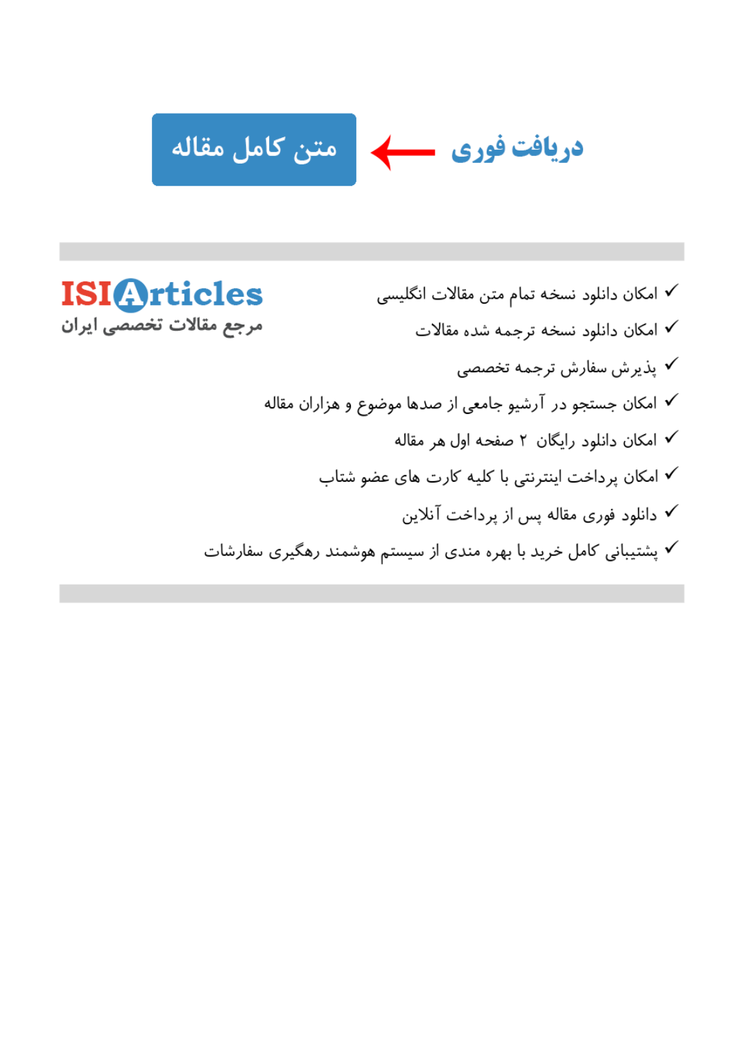دریافت فوری ← **متن کامل مقاله**

**ISIArticles**
مرجع مقالات تخصصی ایران

- ✓ امکان دانلود نسخه تمام متن مقالات انگلیسی
- ✓ امکان دانلود نسخه ترجمه شده مقالات
- ✓ پذیرش سفارش ترجمه تخصصی
- ✓ امکان جستجو در آرشیو جامعی از صدها موضوع و هزاران مقاله
- ✓ امکان دانلود رایگان ۲ صفحه اول هر مقاله
- ✓ امکان پرداخت اینترنتی با کلیه کارت های عضو شتاب
- ✓ دانلود فوری مقاله پس از پرداخت آنلاین
- ✓ پشتیبانی کامل خرید با بهره مندی از سیستم هوشمند رهگیری سفارشات